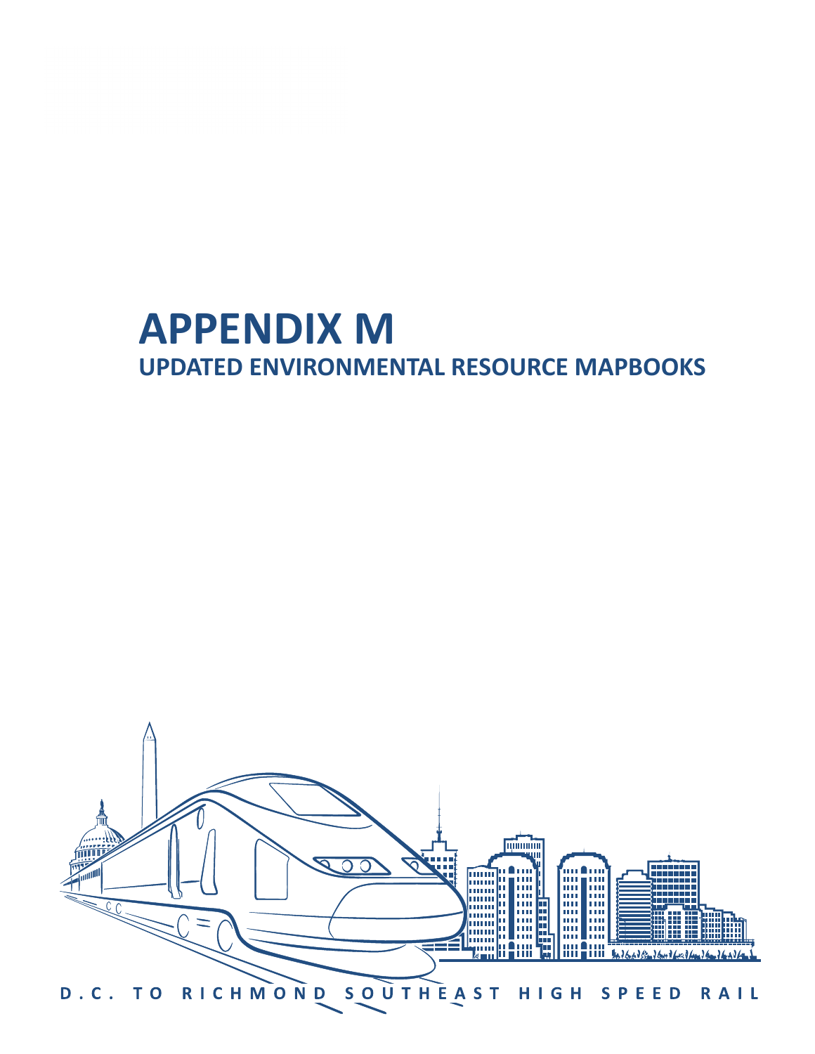# APPENDIX M
## UPDATED ENVIRONMENTAL RESOURCE MAPBOOKS

D.C. TO RICHMOND SOUTHEAST HIGH SPEED RAIL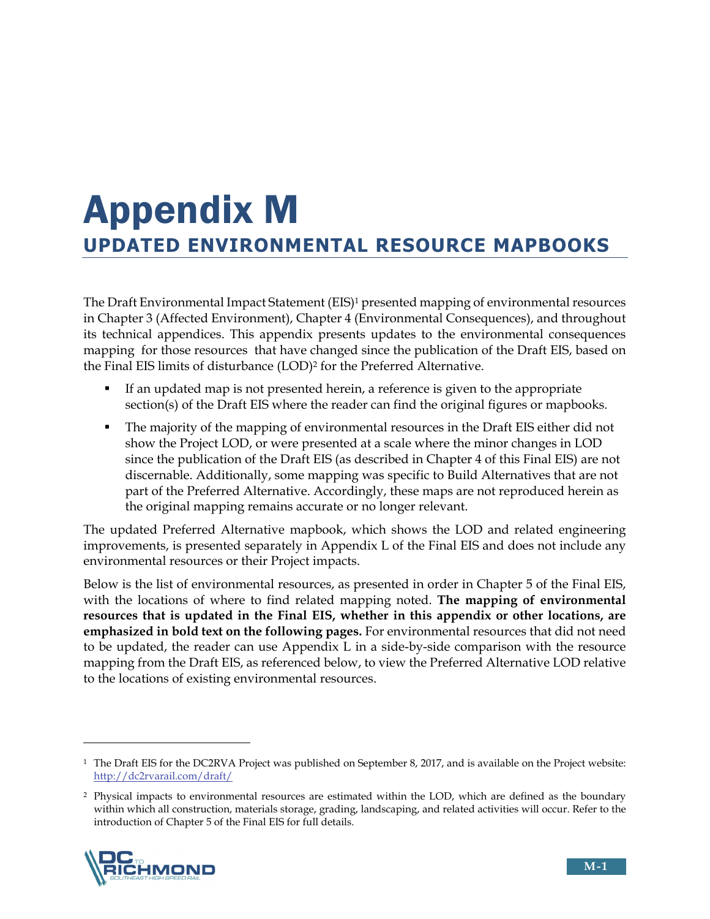# Appendix M

## UPDATED ENVIRONMENTAL RESOURCE MAPBOOKS

The Draft Environmental Impact Statement (EIS)[1] presented mapping of environmental resources in Chapter 3 (Affected Environment), Chapter 4 (Environmental Consequences), and throughout its technical appendices. This appendix presents updates to the environmental consequences mapping for those resources that have changed since the publication of the Draft EIS, based on the Final EIS limits of disturbance (LOD)[2] for the Preferred Alternative.

- If an updated map is not presented herein, a reference is given to the appropriate section(s) of the Draft EIS where the reader can find the original figures or mapbooks.
- The majority of the mapping of environmental resources in the Draft EIS either did not show the Project LOD, or were presented at a scale where the minor changes in LOD since the publication of the Draft EIS (as described in Chapter 4 of this Final EIS) are not discernable. Additionally, some mapping was specific to Build Alternatives that are not part of the Preferred Alternative. Accordingly, these maps are not reproduced herein as the original mapping remains accurate or no longer relevant.

The updated Preferred Alternative mapbook, which shows the LOD and related engineering improvements, is presented separately in Appendix L of the Final EIS and does not include any environmental resources or their Project impacts.

Below is the list of environmental resources, as presented in order in Chapter 5 of the Final EIS, with the locations of where to find related mapping noted. **The mapping of environmental resources that is updated in the Final EIS, whether in this appendix or other locations, are emphasized in bold text on the following pages.** For environmental resources that did not need to be updated, the reader can use Appendix L in a side-by-side comparison with the resource mapping from the Draft EIS, as referenced below, to view the Preferred Alternative LOD relative to the locations of existing environmental resources.

---

[1] The Draft EIS for the DC2RVA Project was published on September 8, 2017, and is available on the Project website: http://dc2rvarail.com/draft/

[2] Physical impacts to environmental resources are estimated within the LOD, which are defined as the boundary within which all construction, materials storage, grading, landscaping, and related activities will occur. Refer to the introduction of Chapter 5 of the Final EIS for full details.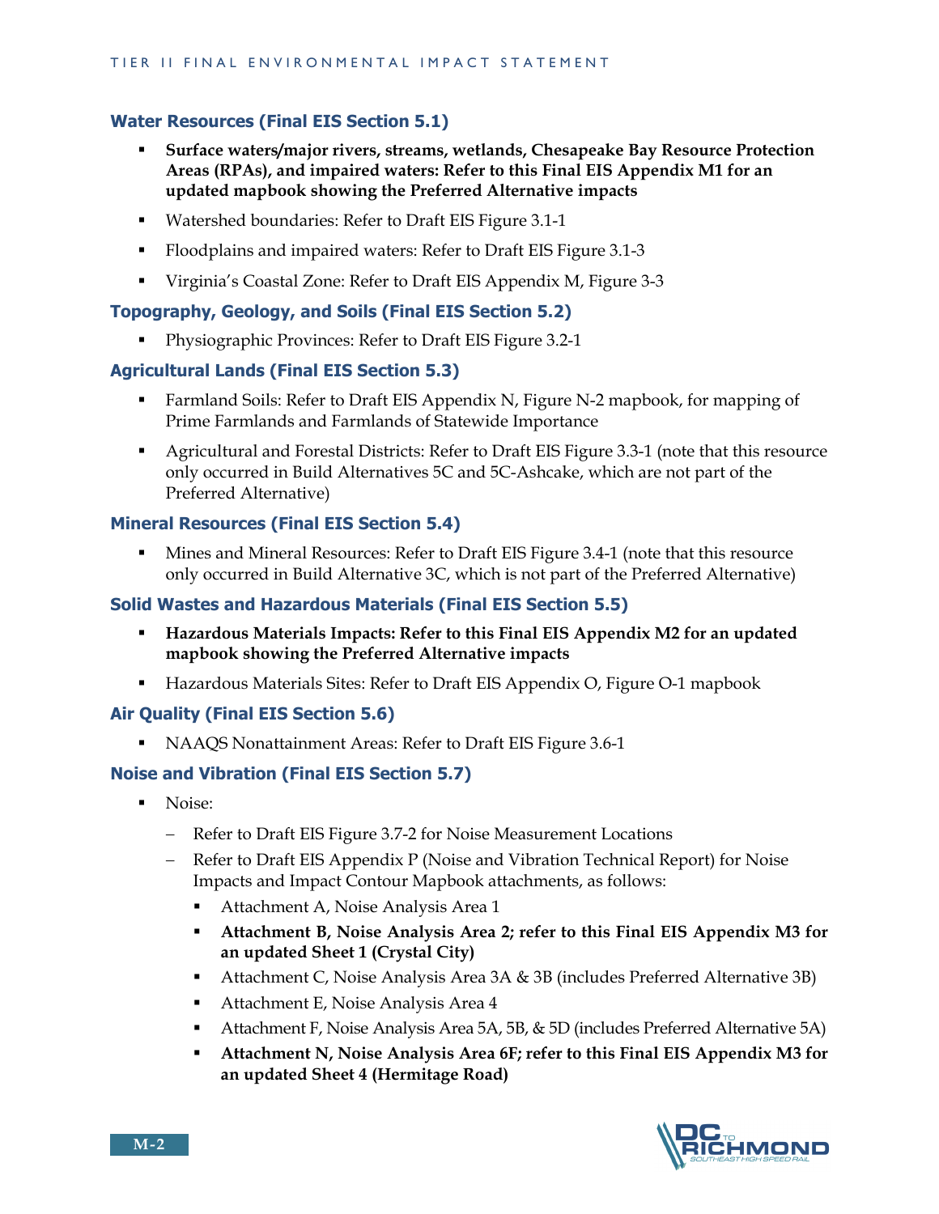### Water Resources (Final EIS Section 5.1)

- **Surface waters/major rivers, streams, wetlands, Chesapeake Bay Resource Protection Areas (RPAs), and impaired waters: Refer to this Final EIS Appendix M1 for an updated mapbook showing the Preferred Alternative impacts**
- Watershed boundaries: Refer to Draft EIS Figure 3.1-1
- Floodplains and impaired waters: Refer to Draft EIS Figure 3.1-3
- Virginia's Coastal Zone: Refer to Draft EIS Appendix M, Figure 3-3

### Topography, Geology, and Soils (Final EIS Section 5.2)

- Physiographic Provinces: Refer to Draft EIS Figure 3.2-1

### Agricultural Lands (Final EIS Section 5.3)

- Farmland Soils: Refer to Draft EIS Appendix N, Figure N-2 mapbook, for mapping of Prime Farmlands and Farmlands of Statewide Importance
- Agricultural and Forestal Districts: Refer to Draft EIS Figure 3.3-1 (note that this resource only occurred in Build Alternatives 5C and 5C-Ashcake, which are not part of the Preferred Alternative)

### Mineral Resources (Final EIS Section 5.4)

- Mines and Mineral Resources: Refer to Draft EIS Figure 3.4-1 (note that this resource only occurred in Build Alternative 3C, which is not part of the Preferred Alternative)

### Solid Wastes and Hazardous Materials (Final EIS Section 5.5)

- **Hazardous Materials Impacts: Refer to this Final EIS Appendix M2 for an updated mapbook showing the Preferred Alternative impacts**
- Hazardous Materials Sites: Refer to Draft EIS Appendix O, Figure O-1 mapbook

### Air Quality (Final EIS Section 5.6)

- NAAQS Nonattainment Areas: Refer to Draft EIS Figure 3.6-1

### Noise and Vibration (Final EIS Section 5.7)

- Noise:
  - Refer to Draft EIS Figure 3.7-2 for Noise Measurement Locations
  - Refer to Draft EIS Appendix P (Noise and Vibration Technical Report) for Noise Impacts and Impact Contour Mapbook attachments, as follows:
    - Attachment A, Noise Analysis Area 1
    - **Attachment B, Noise Analysis Area 2; refer to this Final EIS Appendix M3 for an updated Sheet 1 (Crystal City)**
    - Attachment C, Noise Analysis Area 3A & 3B (includes Preferred Alternative 3B)
    - Attachment E, Noise Analysis Area 4
    - Attachment F, Noise Analysis Area 5A, 5B, & 5D (includes Preferred Alternative 5A)
    - **Attachment N, Noise Analysis Area 6F; refer to this Final EIS Appendix M3 for an updated Sheet 4 (Hermitage Road)**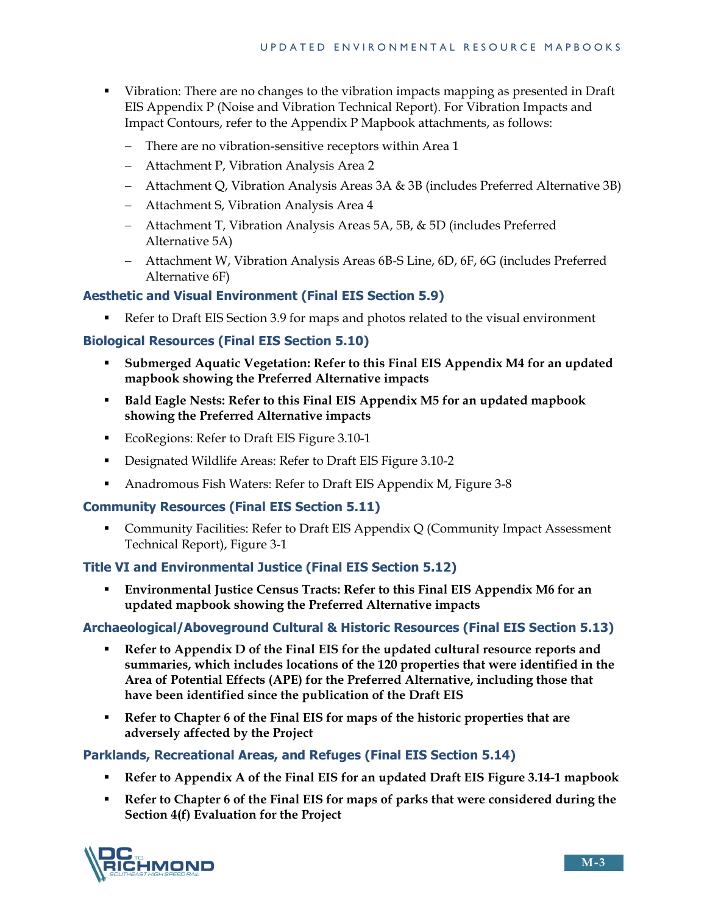- Vibration: There are no changes to the vibration impacts mapping as presented in Draft EIS Appendix P (Noise and Vibration Technical Report). For Vibration Impacts and Impact Contours, refer to the Appendix P Mapbook attachments, as follows:
  - There are no vibration-sensitive receptors within Area 1
  - Attachment P, Vibration Analysis Area 2
  - Attachment Q, Vibration Analysis Areas 3A & 3B (includes Preferred Alternative 3B)
  - Attachment S, Vibration Analysis Area 4
  - Attachment T, Vibration Analysis Areas 5A, 5B, & 5D (includes Preferred Alternative 5A)
  - Attachment W, Vibration Analysis Areas 6B-S Line, 6D, 6F, 6G (includes Preferred Alternative 6F)

### Aesthetic and Visual Environment (Final EIS Section 5.9)

- Refer to Draft EIS Section 3.9 for maps and photos related to the visual environment

### Biological Resources (Final EIS Section 5.10)

- **Submerged Aquatic Vegetation: Refer to this Final EIS Appendix M4 for an updated mapbook showing the Preferred Alternative impacts**
- **Bald Eagle Nests: Refer to this Final EIS Appendix M5 for an updated mapbook showing the Preferred Alternative impacts**
- EcoRegions: Refer to Draft EIS Figure 3.10-1
- Designated Wildlife Areas: Refer to Draft EIS Figure 3.10-2
- Anadromous Fish Waters: Refer to Draft EIS Appendix M, Figure 3-8

### Community Resources (Final EIS Section 5.11)

- Community Facilities: Refer to Draft EIS Appendix Q (Community Impact Assessment Technical Report), Figure 3-1

### Title VI and Environmental Justice (Final EIS Section 5.12)

- **Environmental Justice Census Tracts: Refer to this Final EIS Appendix M6 for an updated mapbook showing the Preferred Alternative impacts**

### Archaeological/Aboveground Cultural & Historic Resources (Final EIS Section 5.13)

- **Refer to Appendix D of the Final EIS for the updated cultural resource reports and summaries, which includes locations of the 120 properties that were identified in the Area of Potential Effects (APE) for the Preferred Alternative, including those that have been identified since the publication of the Draft EIS**
- **Refer to Chapter 6 of the Final EIS for maps of the historic properties that are adversely affected by the Project**

### Parklands, Recreational Areas, and Refuges (Final EIS Section 5.14)

- **Refer to Appendix A of the Final EIS for an updated Draft EIS Figure 3.14-1 mapbook**
- **Refer to Chapter 6 of the Final EIS for maps of parks that were considered during the Section 4(f) Evaluation for the Project**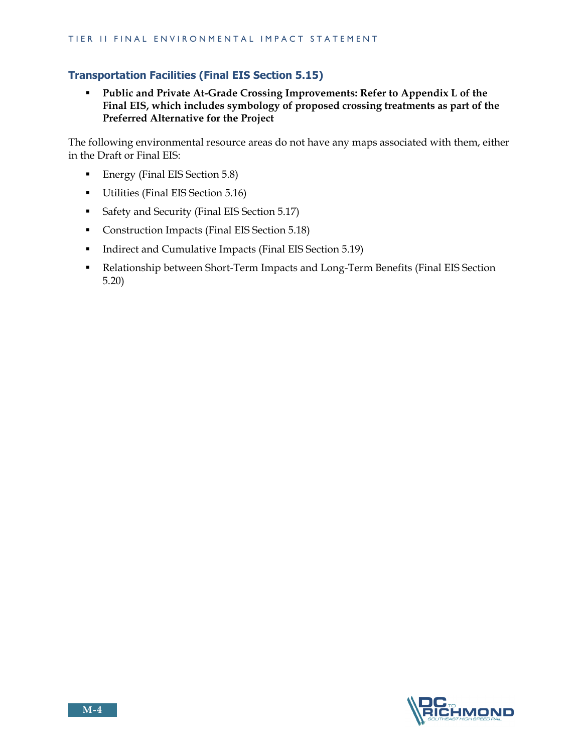### Transportation Facilities (Final EIS Section 5.15)

- **Public and Private At-Grade Crossing Improvements: Refer to Appendix L of the Final EIS, which includes symbology of proposed crossing treatments as part of the Preferred Alternative for the Project**

The following environmental resource areas do not have any maps associated with them, either in the Draft or Final EIS:

- Energy (Final EIS Section 5.8)
- Utilities (Final EIS Section 5.16)
- Safety and Security (Final EIS Section 5.17)
- Construction Impacts (Final EIS Section 5.18)
- Indirect and Cumulative Impacts (Final EIS Section 5.19)
- Relationship between Short-Term Impacts and Long-Term Benefits (Final EIS Section 5.20)